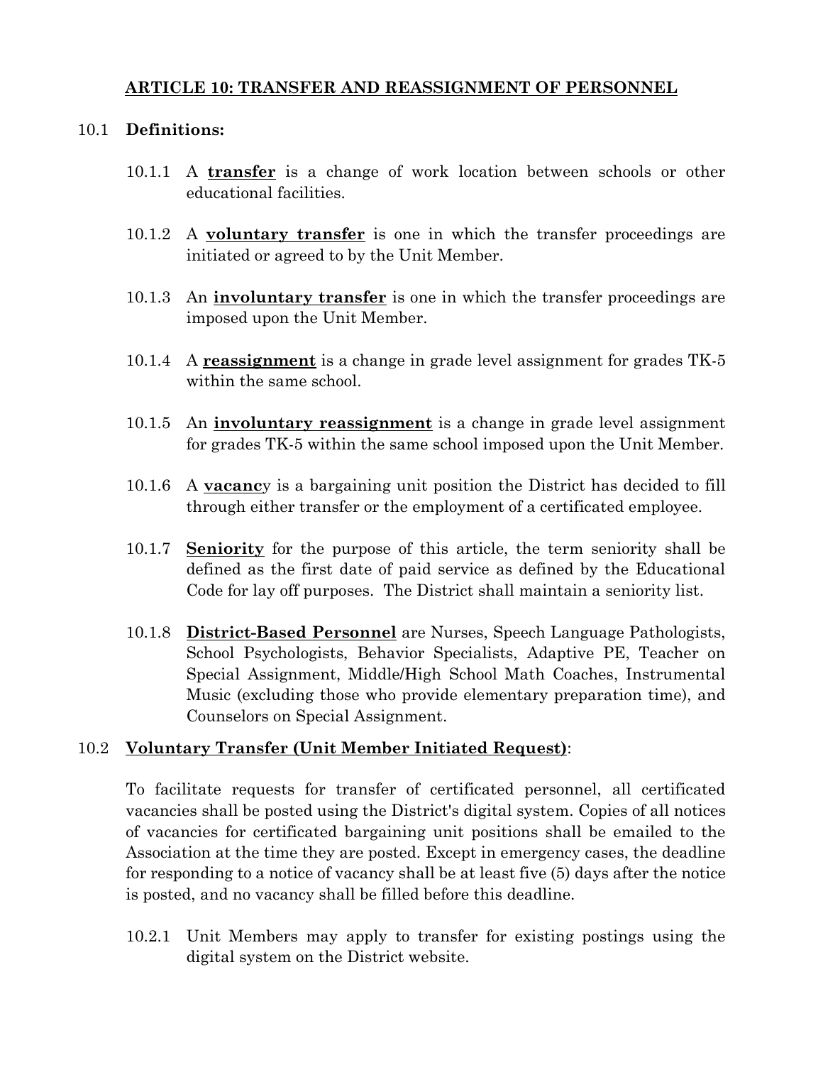## ARTICLE 10: TRANSFER AND REASSIGNMENT OF PERSONNEL

10.1 **Definitions:**

10.1.1 A **transfer** is a change of work location between schools or other educational facilities.

10.1.2 A **voluntary transfer** is one in which the transfer proceedings are initiated or agreed to by the Unit Member.

10.1.3 An **involuntary transfer** is one in which the transfer proceedings are imposed upon the Unit Member.

10.1.4 A **reassignment** is a change in grade level assignment for grades TK-5 within the same school.

10.1.5 An **involuntary reassignment** is a change in grade level assignment for grades TK-5 within the same school imposed upon the Unit Member.

10.1.6 A **vacancy** is a bargaining unit position the District has decided to fill through either transfer or the employment of a certificated employee.

10.1.7 **Seniority** for the purpose of this article, the term seniority shall be defined as the first date of paid service as defined by the Educational Code for lay off purposes. The District shall maintain a seniority list.

10.1.8 **District-Based Personnel** are Nurses, Speech Language Pathologists, School Psychologists, Behavior Specialists, Adaptive PE, Teacher on Special Assignment, Middle/High School Math Coaches, Instrumental Music (excluding those who provide elementary preparation time), and Counselors on Special Assignment.

10.2 **Voluntary Transfer (Unit Member Initiated Request)**:

To facilitate requests for transfer of certificated personnel, all certificated vacancies shall be posted using the District's digital system. Copies of all notices of vacancies for certificated bargaining unit positions shall be emailed to the Association at the time they are posted. Except in emergency cases, the deadline for responding to a notice of vacancy shall be at least five (5) days after the notice is posted, and no vacancy shall be filled before this deadline.

10.2.1 Unit Members may apply to transfer for existing postings using the digital system on the District website.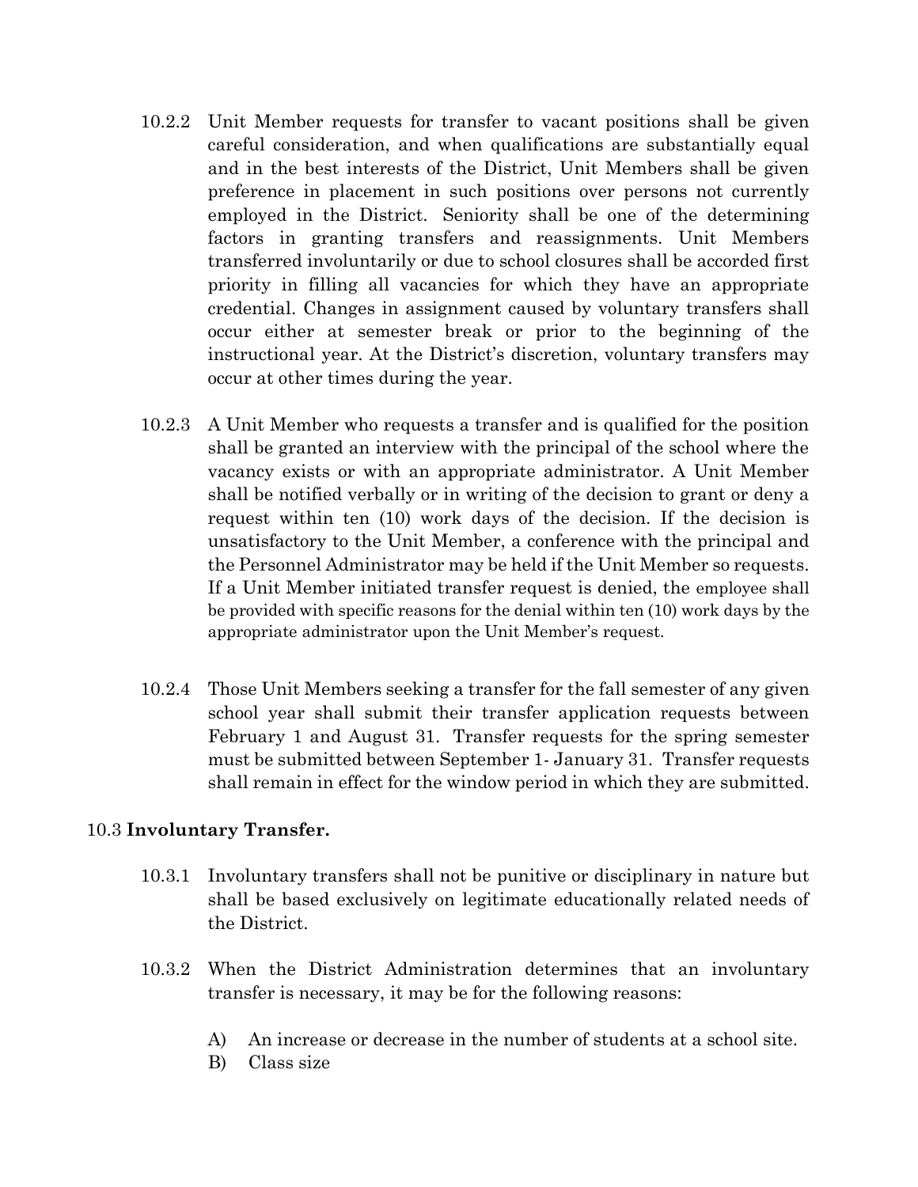10.2.2 Unit Member requests for transfer to vacant positions shall be given careful consideration, and when qualifications are substantially equal and in the best interests of the District, Unit Members shall be given preference in placement in such positions over persons not currently employed in the District. Seniority shall be one of the determining factors in granting transfers and reassignments. Unit Members transferred involuntarily or due to school closures shall be accorded first priority in filling all vacancies for which they have an appropriate credential. Changes in assignment caused by voluntary transfers shall occur either at semester break or prior to the beginning of the instructional year. At the District's discretion, voluntary transfers may occur at other times during the year.

10.2.3 A Unit Member who requests a transfer and is qualified for the position shall be granted an interview with the principal of the school where the vacancy exists or with an appropriate administrator. A Unit Member shall be notified verbally or in writing of the decision to grant or deny a request within ten (10) work days of the decision. If the decision is unsatisfactory to the Unit Member, a conference with the principal and the Personnel Administrator may be held if the Unit Member so requests. If a Unit Member initiated transfer request is denied, the employee shall be provided with specific reasons for the denial within ten (10) work days by the appropriate administrator upon the Unit Member's request.

10.2.4 Those Unit Members seeking a transfer for the fall semester of any given school year shall submit their transfer application requests between February 1 and August 31. Transfer requests for the spring semester must be submitted between September 1- January 31. Transfer requests shall remain in effect for the window period in which they are submitted.

10.3 **Involuntary Transfer.**

10.3.1 Involuntary transfers shall not be punitive or disciplinary in nature but shall be based exclusively on legitimate educationally related needs of the District.

10.3.2 When the District Administration determines that an involuntary transfer is necessary, it may be for the following reasons:

A) An increase or decrease in the number of students at a school site.

B) Class size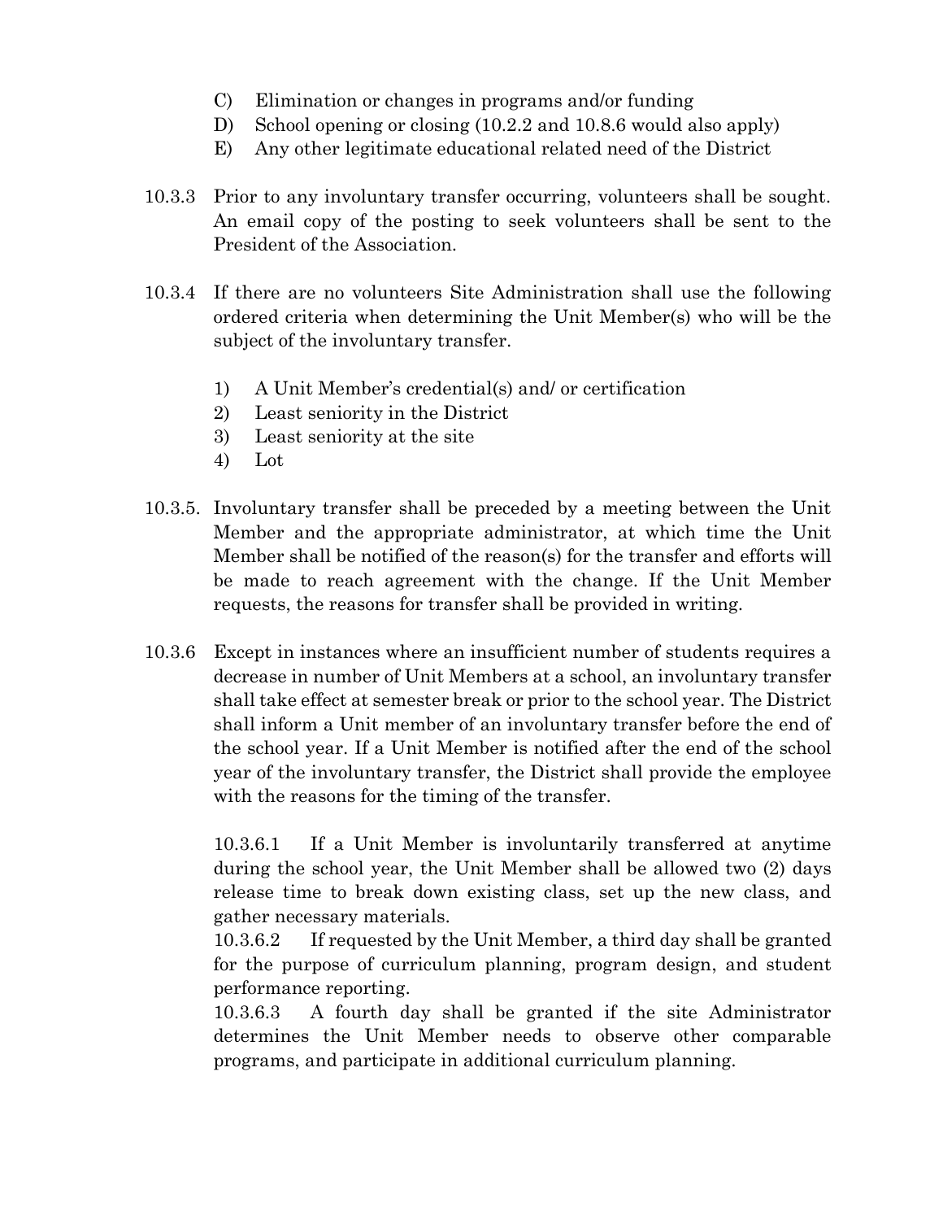C) Elimination or changes in programs and/or funding
D) School opening or closing (10.2.2 and 10.8.6 would also apply)
E) Any other legitimate educational related need of the District

10.3.3 Prior to any involuntary transfer occurring, volunteers shall be sought. An email copy of the posting to seek volunteers shall be sent to the President of the Association.

10.3.4 If there are no volunteers Site Administration shall use the following ordered criteria when determining the Unit Member(s) who will be the subject of the involuntary transfer.

1) A Unit Member's credential(s) and/ or certification
2) Least seniority in the District
3) Least seniority at the site
4) Lot

10.3.5. Involuntary transfer shall be preceded by a meeting between the Unit Member and the appropriate administrator, at which time the Unit Member shall be notified of the reason(s) for the transfer and efforts will be made to reach agreement with the change. If the Unit Member requests, the reasons for transfer shall be provided in writing.

10.3.6 Except in instances where an insufficient number of students requires a decrease in number of Unit Members at a school, an involuntary transfer shall take effect at semester break or prior to the school year. The District shall inform a Unit member of an involuntary transfer before the end of the school year. If a Unit Member is notified after the end of the school year of the involuntary transfer, the District shall provide the employee with the reasons for the timing of the transfer.

10.3.6.1 If a Unit Member is involuntarily transferred at anytime during the school year, the Unit Member shall be allowed two (2) days release time to break down existing class, set up the new class, and gather necessary materials.
10.3.6.2 If requested by the Unit Member, a third day shall be granted for the purpose of curriculum planning, program design, and student performance reporting.
10.3.6.3 A fourth day shall be granted if the site Administrator determines the Unit Member needs to observe other comparable programs, and participate in additional curriculum planning.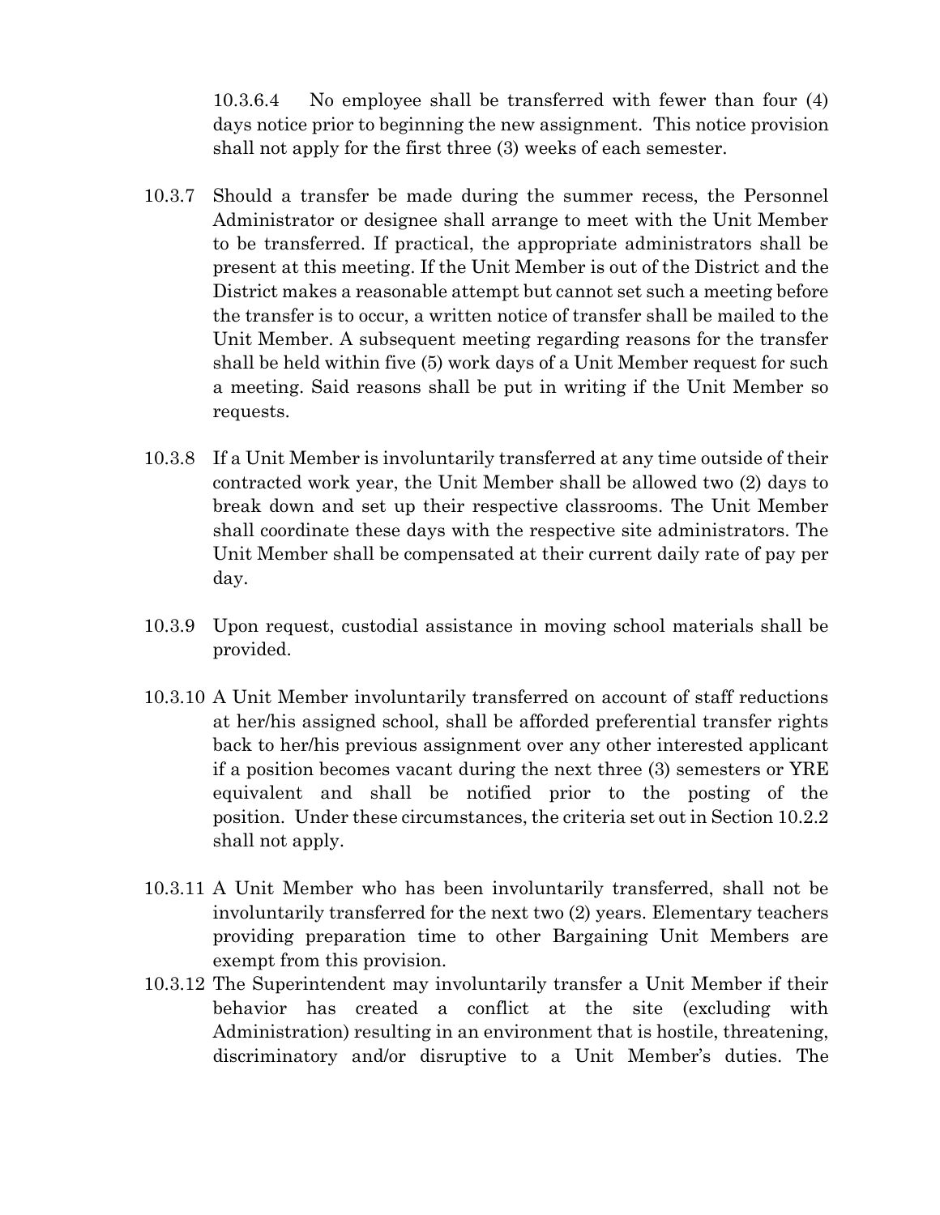10.3.6.4 No employee shall be transferred with fewer than four (4) days notice prior to beginning the new assignment. This notice provision shall not apply for the first three (3) weeks of each semester.

10.3.7 Should a transfer be made during the summer recess, the Personnel Administrator or designee shall arrange to meet with the Unit Member to be transferred. If practical, the appropriate administrators shall be present at this meeting. If the Unit Member is out of the District and the District makes a reasonable attempt but cannot set such a meeting before the transfer is to occur, a written notice of transfer shall be mailed to the Unit Member. A subsequent meeting regarding reasons for the transfer shall be held within five (5) work days of a Unit Member request for such a meeting. Said reasons shall be put in writing if the Unit Member so requests.

10.3.8 If a Unit Member is involuntarily transferred at any time outside of their contracted work year, the Unit Member shall be allowed two (2) days to break down and set up their respective classrooms. The Unit Member shall coordinate these days with the respective site administrators. The Unit Member shall be compensated at their current daily rate of pay per day.

10.3.9 Upon request, custodial assistance in moving school materials shall be provided.

10.3.10 A Unit Member involuntarily transferred on account of staff reductions at her/his assigned school, shall be afforded preferential transfer rights back to her/his previous assignment over any other interested applicant if a position becomes vacant during the next three (3) semesters or YRE equivalent and shall be notified prior to the posting of the position. Under these circumstances, the criteria set out in Section 10.2.2 shall not apply.

10.3.11 A Unit Member who has been involuntarily transferred, shall not be involuntarily transferred for the next two (2) years. Elementary teachers providing preparation time to other Bargaining Unit Members are exempt from this provision.

10.3.12 The Superintendent may involuntarily transfer a Unit Member if their behavior has created a conflict at the site (excluding with Administration) resulting in an environment that is hostile, threatening, discriminatory and/or disruptive to a Unit Member's duties. The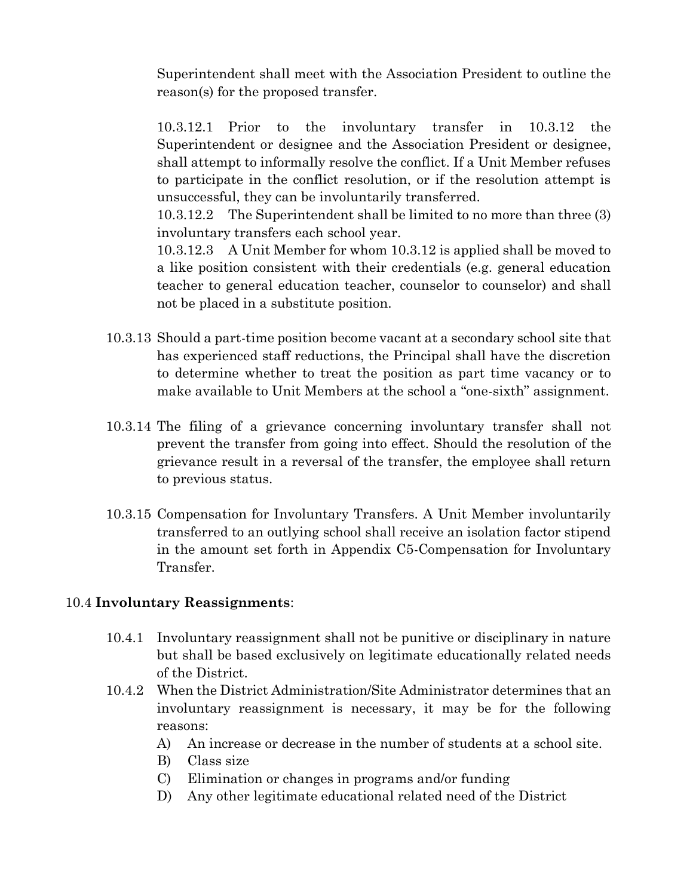Superintendent shall meet with the Association President to outline the reason(s) for the proposed transfer.

10.3.12.1 Prior to the involuntary transfer in 10.3.12 the Superintendent or designee and the Association President or designee, shall attempt to informally resolve the conflict. If a Unit Member refuses to participate in the conflict resolution, or if the resolution attempt is unsuccessful, they can be involuntarily transferred.

10.3.12.2 The Superintendent shall be limited to no more than three (3) involuntary transfers each school year.

10.3.12.3 A Unit Member for whom 10.3.12 is applied shall be moved to a like position consistent with their credentials (e.g. general education teacher to general education teacher, counselor to counselor) and shall not be placed in a substitute position.

10.3.13 Should a part-time position become vacant at a secondary school site that has experienced staff reductions, the Principal shall have the discretion to determine whether to treat the position as part time vacancy or to make available to Unit Members at the school a "one-sixth" assignment.

10.3.14 The filing of a grievance concerning involuntary transfer shall not prevent the transfer from going into effect. Should the resolution of the grievance result in a reversal of the transfer, the employee shall return to previous status.

10.3.15 Compensation for Involuntary Transfers. A Unit Member involuntarily transferred to an outlying school shall receive an isolation factor stipend in the amount set forth in Appendix C5-Compensation for Involuntary Transfer.

10.4 **Involuntary Reassignments**:

10.4.1 Involuntary reassignment shall not be punitive or disciplinary in nature but shall be based exclusively on legitimate educationally related needs of the District.

10.4.2 When the District Administration/Site Administrator determines that an involuntary reassignment is necessary, it may be for the following reasons:

A) An increase or decrease in the number of students at a school site.
B) Class size
C) Elimination or changes in programs and/or funding
D) Any other legitimate educational related need of the District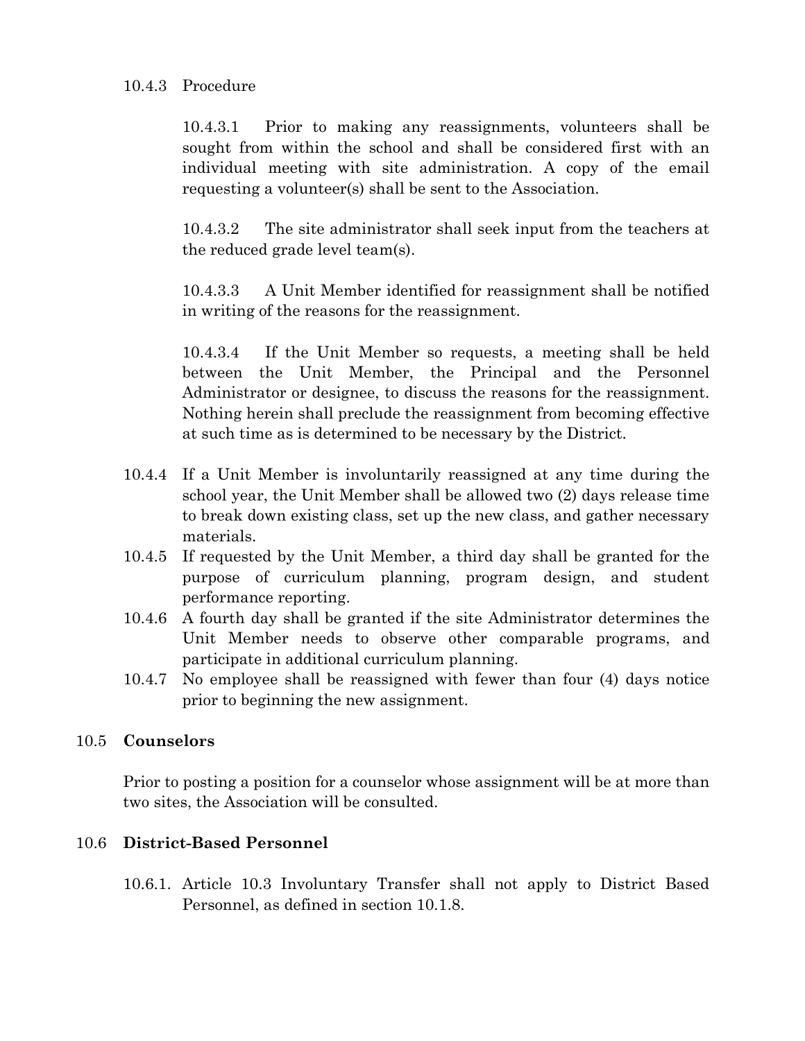10.4.3 Procedure

10.4.3.1 Prior to making any reassignments, volunteers shall be sought from within the school and shall be considered first with an individual meeting with site administration. A copy of the email requesting a volunteer(s) shall be sent to the Association.

10.4.3.2 The site administrator shall seek input from the teachers at the reduced grade level team(s).

10.4.3.3 A Unit Member identified for reassignment shall be notified in writing of the reasons for the reassignment.

10.4.3.4 If the Unit Member so requests, a meeting shall be held between the Unit Member, the Principal and the Personnel Administrator or designee, to discuss the reasons for the reassignment. Nothing herein shall preclude the reassignment from becoming effective at such time as is determined to be necessary by the District.

10.4.4 If a Unit Member is involuntarily reassigned at any time during the school year, the Unit Member shall be allowed two (2) days release time to break down existing class, set up the new class, and gather necessary materials.

10.4.5 If requested by the Unit Member, a third day shall be granted for the purpose of curriculum planning, program design, and student performance reporting.

10.4.6 A fourth day shall be granted if the site Administrator determines the Unit Member needs to observe other comparable programs, and participate in additional curriculum planning.

10.4.7 No employee shall be reassigned with fewer than four (4) days notice prior to beginning the new assignment.

10.5 **Counselors**

Prior to posting a position for a counselor whose assignment will be at more than two sites, the Association will be consulted.

10.6 **District-Based Personnel**

10.6.1. Article 10.3 Involuntary Transfer shall not apply to District Based Personnel, as defined in section 10.1.8.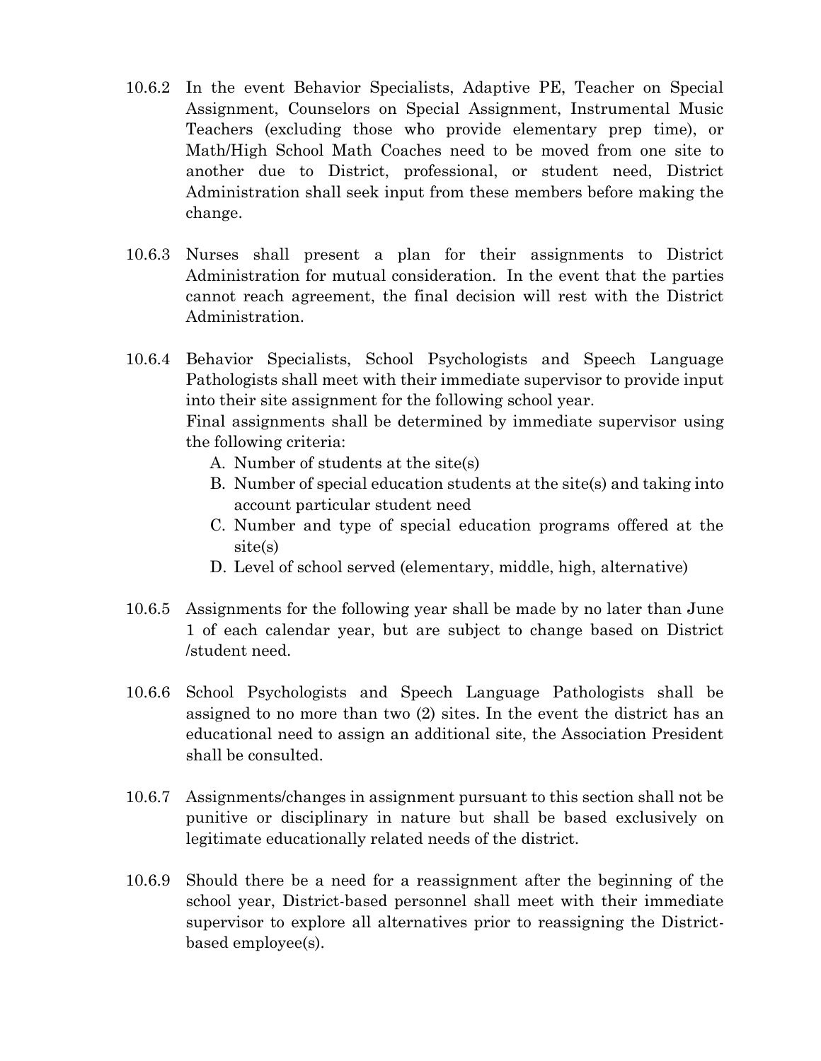10.6.2 In the event Behavior Specialists, Adaptive PE, Teacher on Special Assignment, Counselors on Special Assignment, Instrumental Music Teachers (excluding those who provide elementary prep time), or Math/High School Math Coaches need to be moved from one site to another due to District, professional, or student need, District Administration shall seek input from these members before making the change.

10.6.3 Nurses shall present a plan for their assignments to District Administration for mutual consideration. In the event that the parties cannot reach agreement, the final decision will rest with the District Administration.

10.6.4 Behavior Specialists, School Psychologists and Speech Language Pathologists shall meet with their immediate supervisor to provide input into their site assignment for the following school year.
Final assignments shall be determined by immediate supervisor using the following criteria:

A. Number of students at the site(s)
B. Number of special education students at the site(s) and taking into account particular student need
C. Number and type of special education programs offered at the site(s)
D. Level of school served (elementary, middle, high, alternative)

10.6.5 Assignments for the following year shall be made by no later than June 1 of each calendar year, but are subject to change based on District /student need.

10.6.6 School Psychologists and Speech Language Pathologists shall be assigned to no more than two (2) sites. In the event the district has an educational need to assign an additional site, the Association President shall be consulted.

10.6.7 Assignments/changes in assignment pursuant to this section shall not be punitive or disciplinary in nature but shall be based exclusively on legitimate educationally related needs of the district.

10.6.9 Should there be a need for a reassignment after the beginning of the school year, District-based personnel shall meet with their immediate supervisor to explore all alternatives prior to reassigning the District-based employee(s).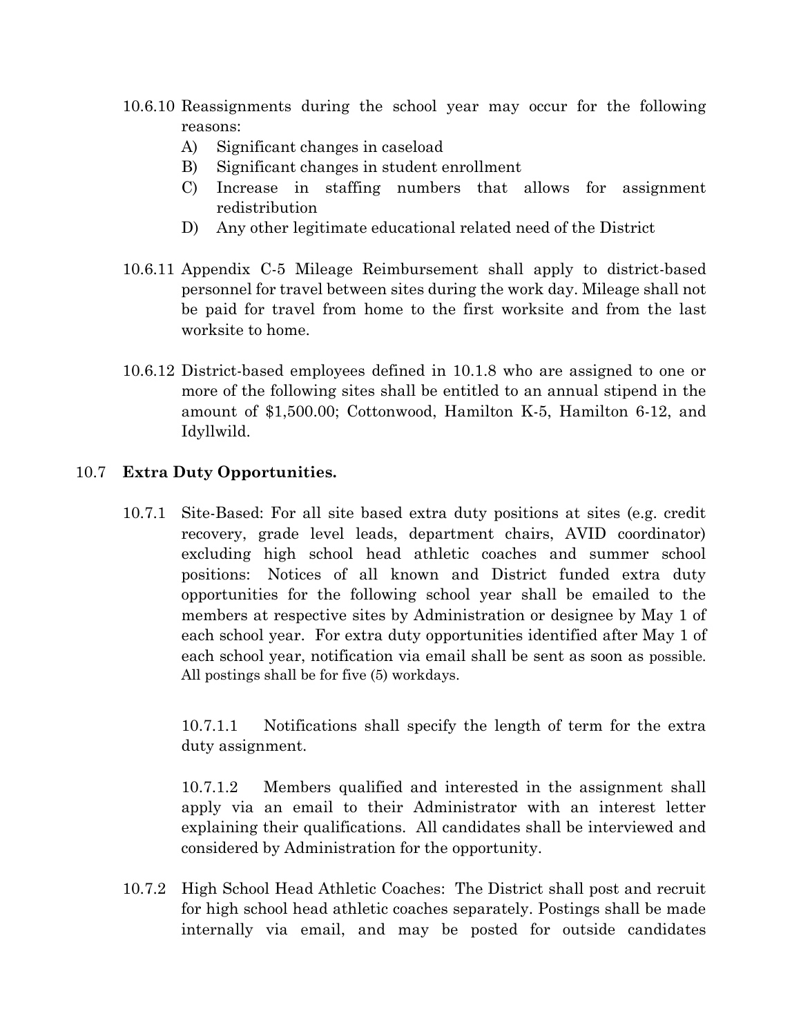10.6.10 Reassignments during the school year may occur for the following reasons:

A) Significant changes in caseload
B) Significant changes in student enrollment
C) Increase in staffing numbers that allows for assignment redistribution
D) Any other legitimate educational related need of the District

10.6.11 Appendix C-5 Mileage Reimbursement shall apply to district-based personnel for travel between sites during the work day. Mileage shall not be paid for travel from home to the first worksite and from the last worksite to home.

10.6.12 District-based employees defined in 10.1.8 who are assigned to one or more of the following sites shall be entitled to an annual stipend in the amount of $1,500.00; Cottonwood, Hamilton K-5, Hamilton 6-12, and Idyllwild.

## 10.7 **Extra Duty Opportunities.**

10.7.1 Site-Based: For all site based extra duty positions at sites (e.g. credit recovery, grade level leads, department chairs, AVID coordinator) excluding high school head athletic coaches and summer school positions: Notices of all known and District funded extra duty opportunities for the following school year shall be emailed to the members at respective sites by Administration or designee by May 1 of each school year. For extra duty opportunities identified after May 1 of each school year, notification via email shall be sent as soon as possible. All postings shall be for five (5) workdays.

10.7.1.1 Notifications shall specify the length of term for the extra duty assignment.

10.7.1.2 Members qualified and interested in the assignment shall apply via an email to their Administrator with an interest letter explaining their qualifications. All candidates shall be interviewed and considered by Administration for the opportunity.

10.7.2 High School Head Athletic Coaches: The District shall post and recruit for high school head athletic coaches separately. Postings shall be made internally via email, and may be posted for outside candidates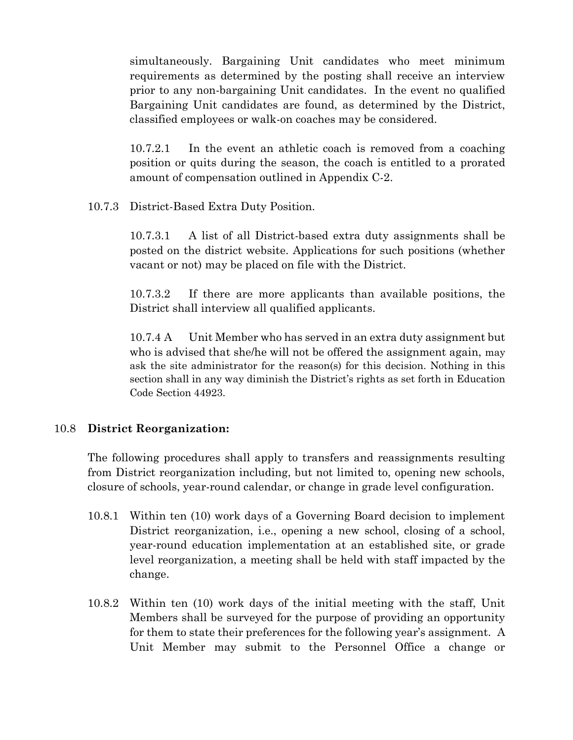simultaneously. Bargaining Unit candidates who meet minimum requirements as determined by the posting shall receive an interview prior to any non-bargaining Unit candidates. In the event no qualified Bargaining Unit candidates are found, as determined by the District, classified employees or walk-on coaches may be considered.

10.7.2.1 In the event an athletic coach is removed from a coaching position or quits during the season, the coach is entitled to a prorated amount of compensation outlined in Appendix C-2.

10.7.3 District-Based Extra Duty Position.

10.7.3.1 A list of all District-based extra duty assignments shall be posted on the district website. Applications for such positions (whether vacant or not) may be placed on file with the District.

10.7.3.2 If there are more applicants than available positions, the District shall interview all qualified applicants.

10.7.4 A Unit Member who has served in an extra duty assignment but who is advised that she/he will not be offered the assignment again, may ask the site administrator for the reason(s) for this decision. Nothing in this section shall in any way diminish the District's rights as set forth in Education Code Section 44923.

10.8 **District Reorganization:**

The following procedures shall apply to transfers and reassignments resulting from District reorganization including, but not limited to, opening new schools, closure of schools, year-round calendar, or change in grade level configuration.

10.8.1 Within ten (10) work days of a Governing Board decision to implement District reorganization, i.e., opening a new school, closing of a school, year-round education implementation at an established site, or grade level reorganization, a meeting shall be held with staff impacted by the change.

10.8.2 Within ten (10) work days of the initial meeting with the staff, Unit Members shall be surveyed for the purpose of providing an opportunity for them to state their preferences for the following year's assignment. A Unit Member may submit to the Personnel Office a change or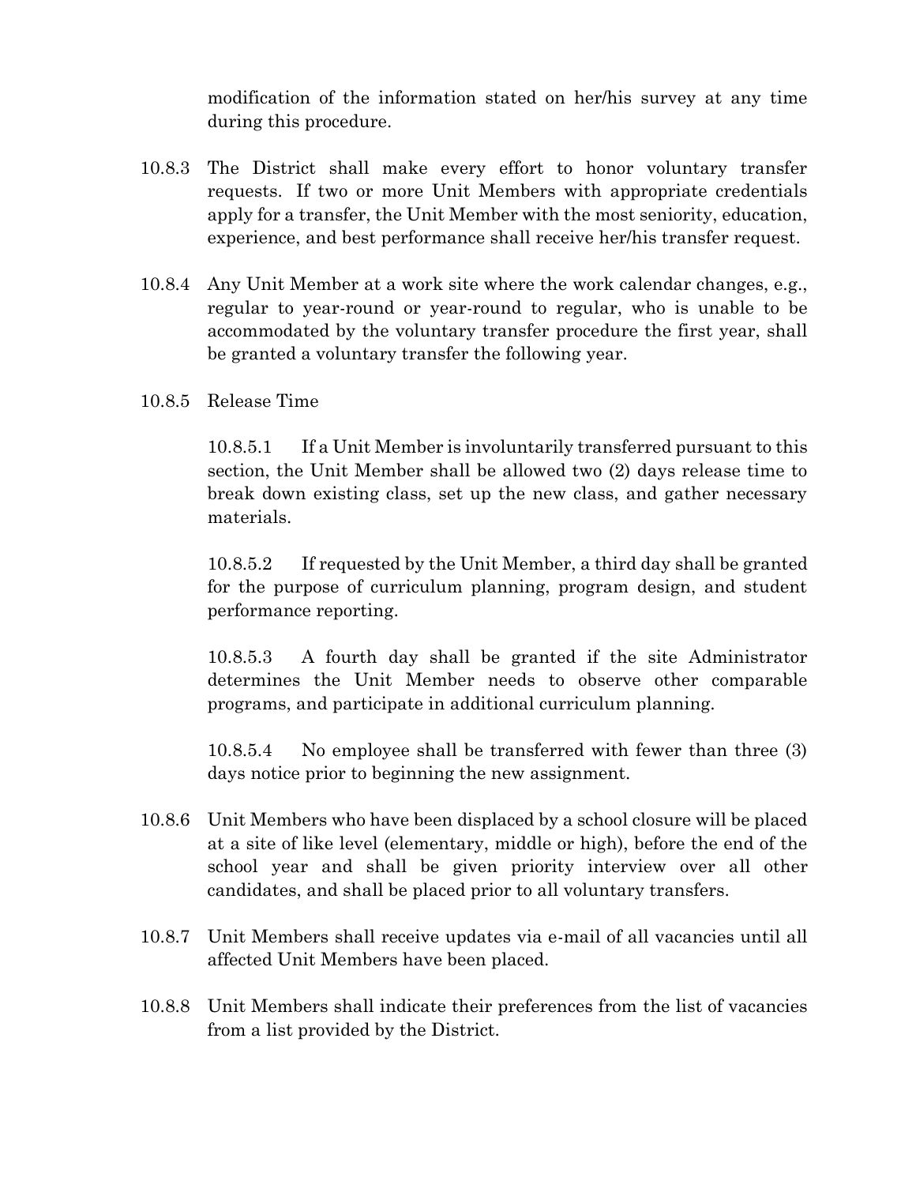modification of the information stated on her/his survey at any time during this procedure.

10.8.3 The District shall make every effort to honor voluntary transfer requests. If two or more Unit Members with appropriate credentials apply for a transfer, the Unit Member with the most seniority, education, experience, and best performance shall receive her/his transfer request.

10.8.4 Any Unit Member at a work site where the work calendar changes, e.g., regular to year-round or year-round to regular, who is unable to be accommodated by the voluntary transfer procedure the first year, shall be granted a voluntary transfer the following year.

10.8.5 Release Time

10.8.5.1 If a Unit Member is involuntarily transferred pursuant to this section, the Unit Member shall be allowed two (2) days release time to break down existing class, set up the new class, and gather necessary materials.

10.8.5.2 If requested by the Unit Member, a third day shall be granted for the purpose of curriculum planning, program design, and student performance reporting.

10.8.5.3 A fourth day shall be granted if the site Administrator determines the Unit Member needs to observe other comparable programs, and participate in additional curriculum planning.

10.8.5.4 No employee shall be transferred with fewer than three (3) days notice prior to beginning the new assignment.

10.8.6 Unit Members who have been displaced by a school closure will be placed at a site of like level (elementary, middle or high), before the end of the school year and shall be given priority interview over all other candidates, and shall be placed prior to all voluntary transfers.

10.8.7 Unit Members shall receive updates via e-mail of all vacancies until all affected Unit Members have been placed.

10.8.8 Unit Members shall indicate their preferences from the list of vacancies from a list provided by the District.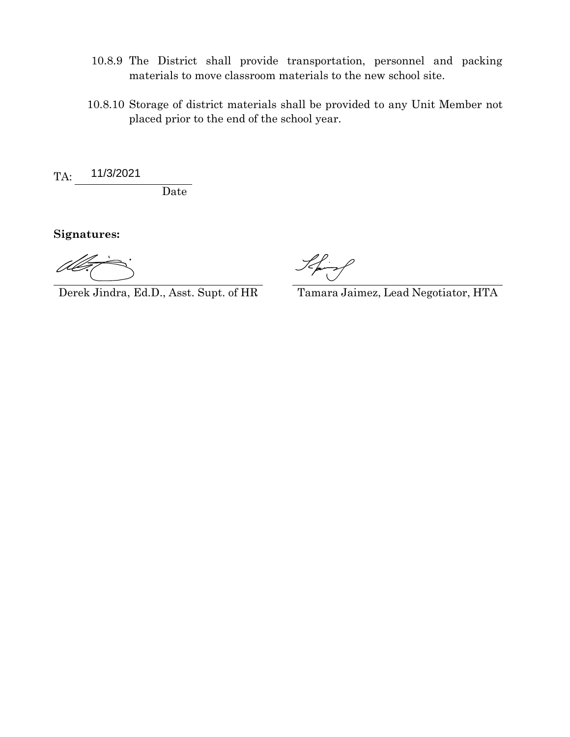10.8.9 The District shall provide transportation, personnel and packing materials to move classroom materials to the new school site.

10.8.10 Storage of district materials shall be provided to any Unit Member not placed prior to the end of the school year.

TA: 11/3/2021
Date

**Signatures:**

Derek Jindra, Ed.D., Asst. Supt. of HR

Tamara Jaimez, Lead Negotiator, HTA